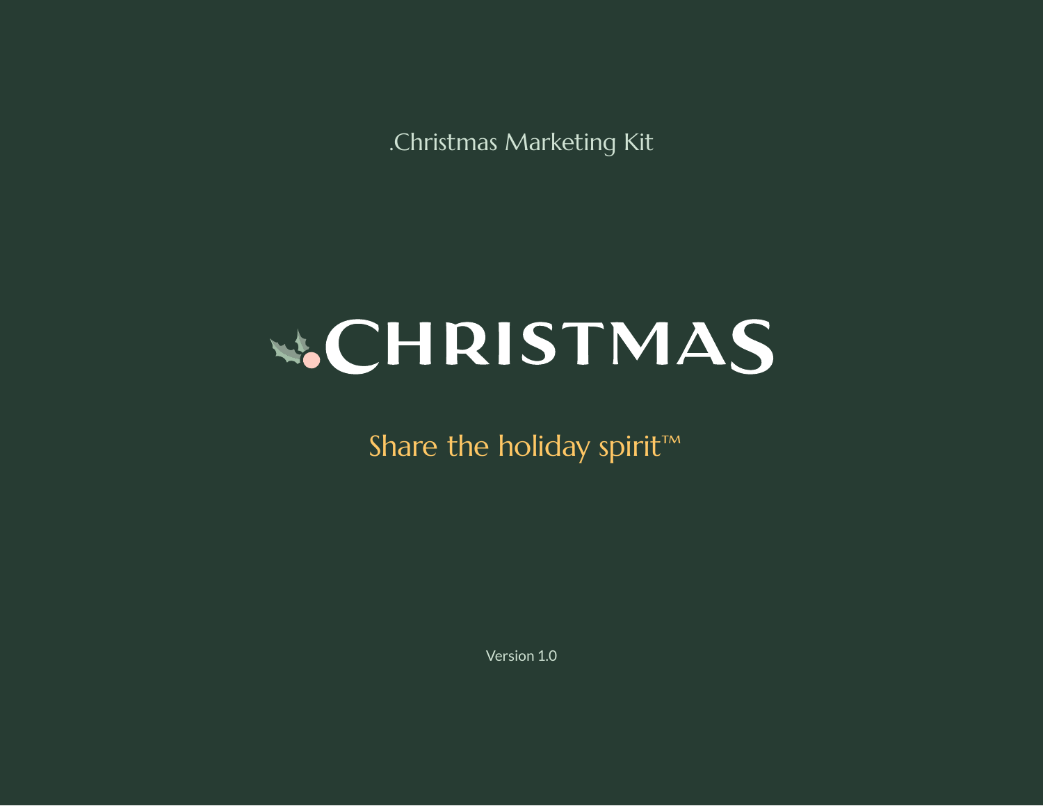.Christmas Marketing Kit

# .CHRISTMAS

Share the holiday spirit™

Version 1.0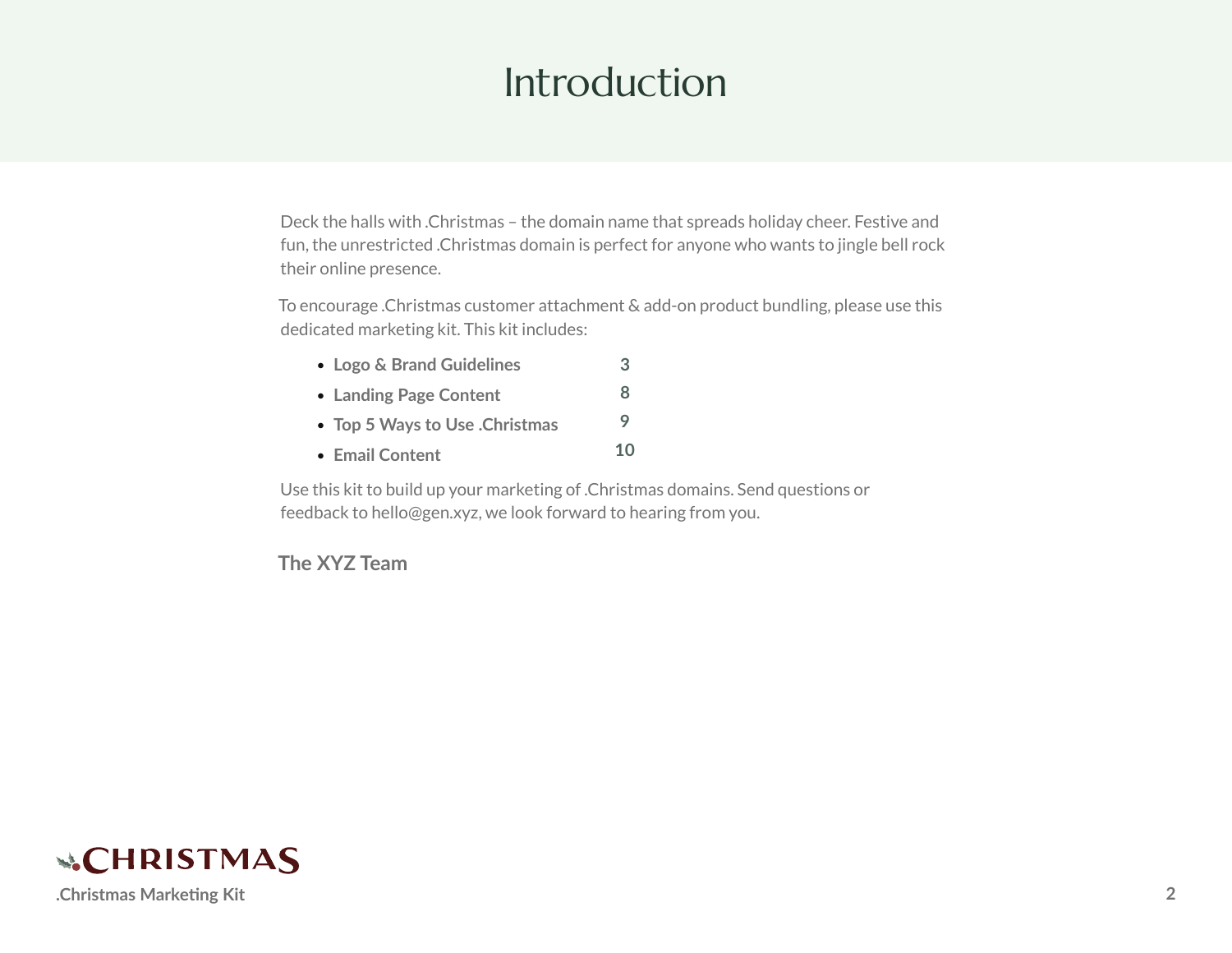# Introduction

Deck the halls with .Christmas – the domain name that spreads holiday cheer. Festive and fun, the unrestricted .Christmas domain is perfect for anyone who wants to jingle bell rock their online presence.

To encourage .Christmas customer attachment & add-on product bundling, please use this dedicated marketing kit. This kit includes:

- **Logo & Brand Guidelines** **3**
- **Landing Page Content** **8**
- **Top 5 Ways to Use .Christmas** **9**
- **Email Content** **10**

Use this kit to build up your marketing of .Christmas domains. Send questions or feedback to hello@gen.xyz, we look forward to hearing from you.

**The XYZ Team**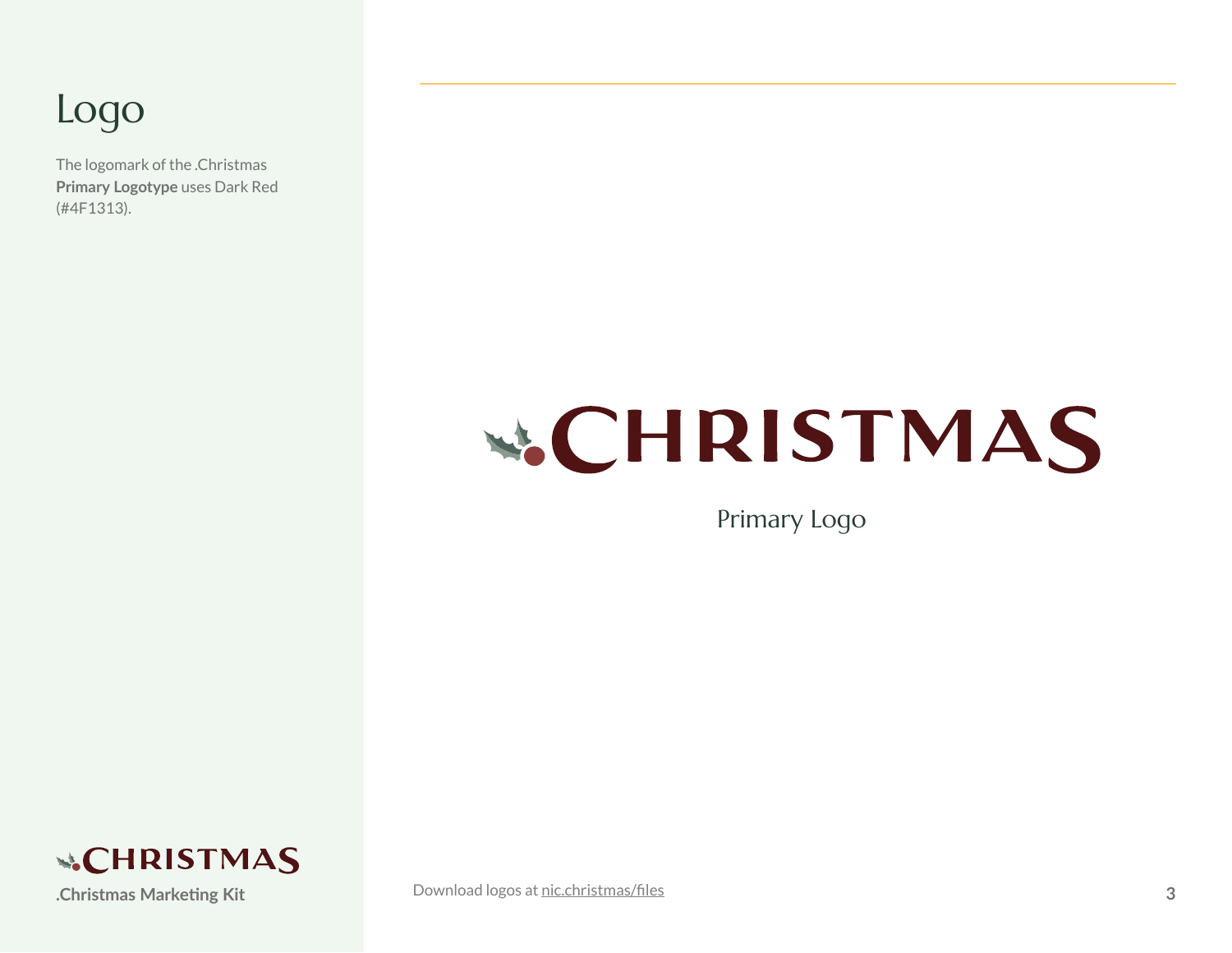# Logo

The logomark of the .Christmas **Primary Logotype** uses Dark Red (#4F1313).

.CHRISTMAS

Primary Logo

Download logos at nic.christmas/files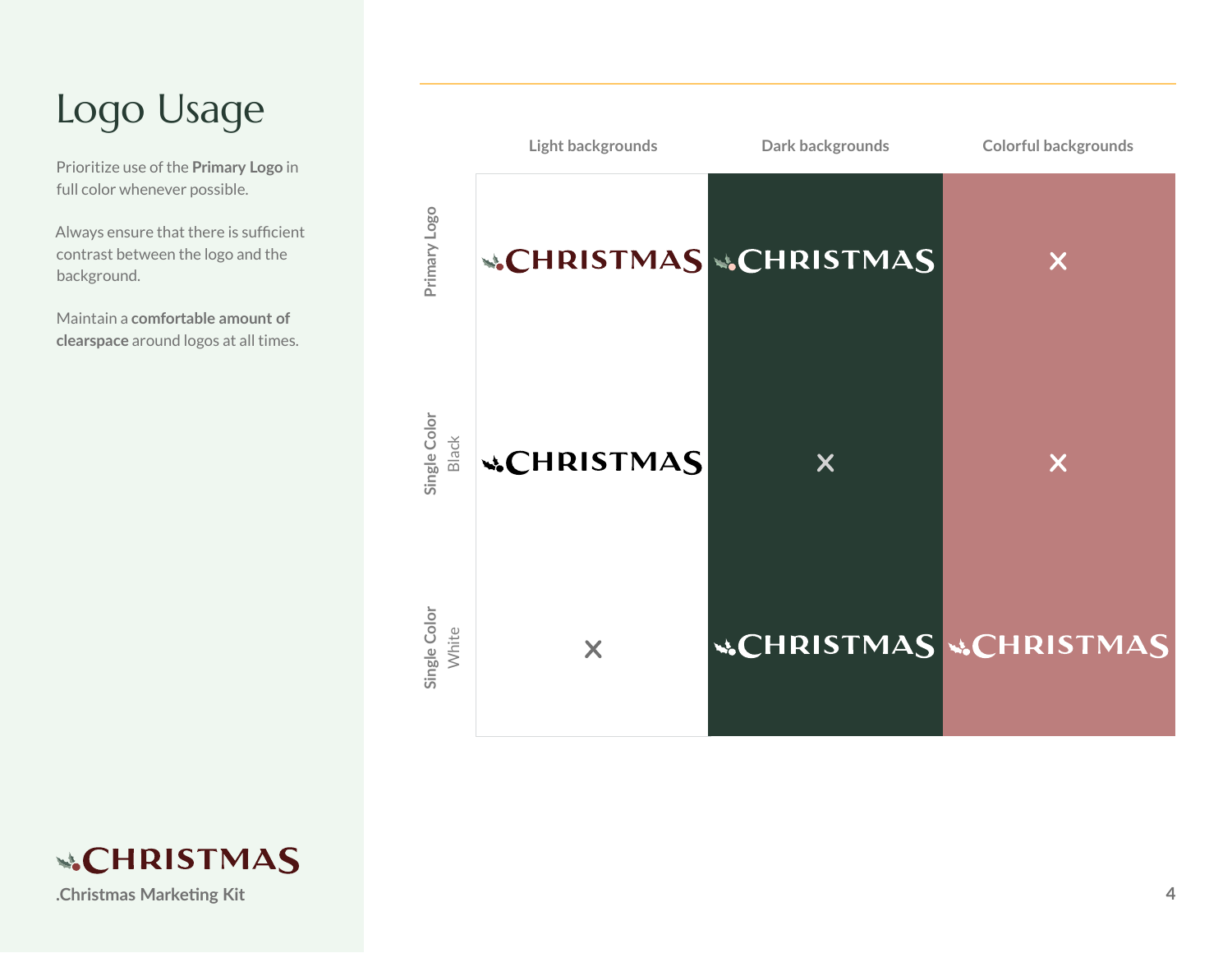# Logo Usage

Prioritize use of the **Primary Logo** in full color whenever possible.

Always ensure that there is sufficient contrast between the logo and the background.

Maintain a **comfortable amount of clearspace** around logos at all times.

| | Light backgrounds | Dark backgrounds | Colorful backgrounds |
|---|---|---|---|
| Primary Logo | CHRISTMAS | CHRISTMAS | × |
| Single Color Black | CHRISTMAS | × | × |
| Single Color White | × | CHRISTMAS | CHRISTMAS |

CHRISTMAS

.Christmas Marketing Kit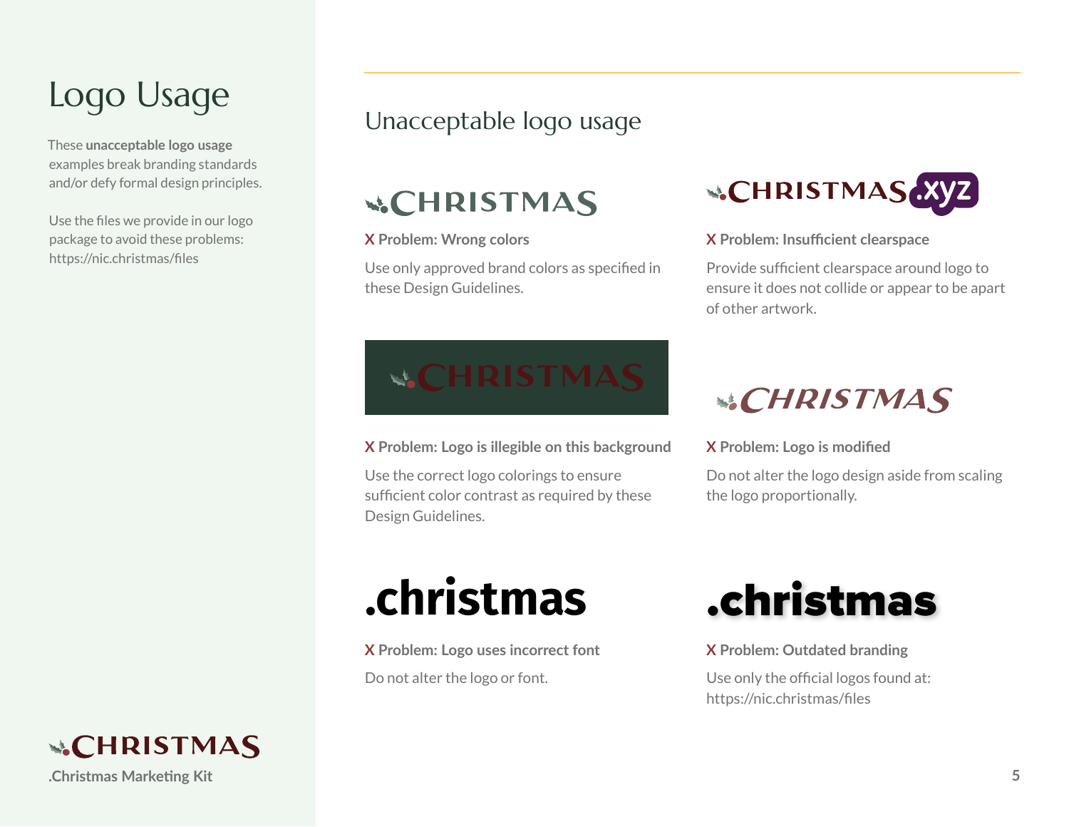# Logo Usage

These **unacceptable logo usage** examples break branding standards and/or defy formal design principles.

Use the files we provide in our logo package to avoid these problems: https://nic.christmas/files

## Unacceptable logo usage

**X Problem: Wrong colors**

Use only approved brand colors as specified in these Design Guidelines.

**X Problem: Insufficient clearspace**

Provide sufficient clearspace around logo to ensure it does not collide or appear to be apart of other artwork.

**X Problem: Logo is illegible on this background**

Use the correct logo colorings to ensure sufficient color contrast as required by these Design Guidelines.

**X Problem: Logo is modified**

Do not alter the logo design aside from scaling the logo proportionally.

**X Problem: Logo uses incorrect font**

Do not alter the logo or font.

**X Problem: Outdated branding**

Use only the official logos found at: https://nic.christmas/files

.Christmas Marketing Kit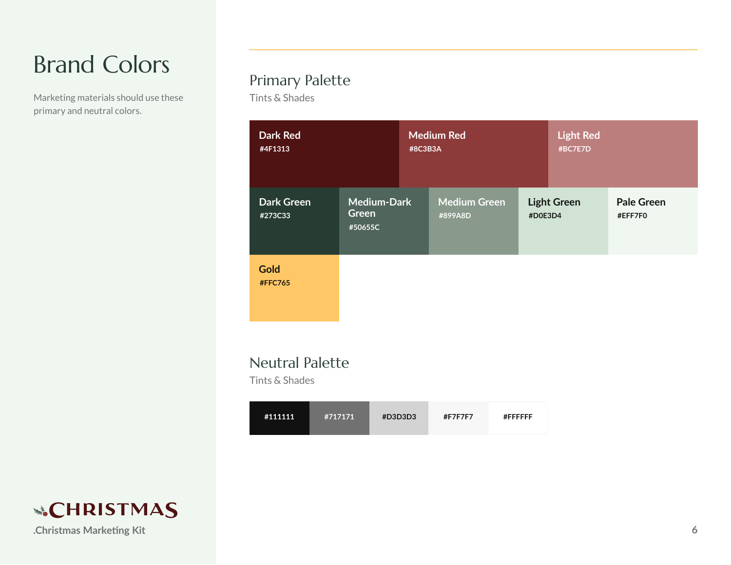# Brand Colors

Marketing materials should use these primary and neutral colors.

## Primary Palette

Tints & Shades

| Name | Hex |
| --- | --- |
| Dark Red | #4F1313 |
| Medium Red | #8C3B3A |
| Light Red | #BC7E7D |
| Dark Green | #273C33 |
| Medium-Dark Green | #50655C |
| Medium Green | #899A8D |
| Light Green | #D0E3D4 |
| Pale Green | #EFF7F0 |
| Gold | #FFC765 |

## Neutral Palette

Tints & Shades

| #111111 | #717171 | #D3D3D3 | #F7F7F7 | #FFFFFF |
| --- | --- | --- | --- | --- |

CHRISTMAS

.Christmas Marketing Kit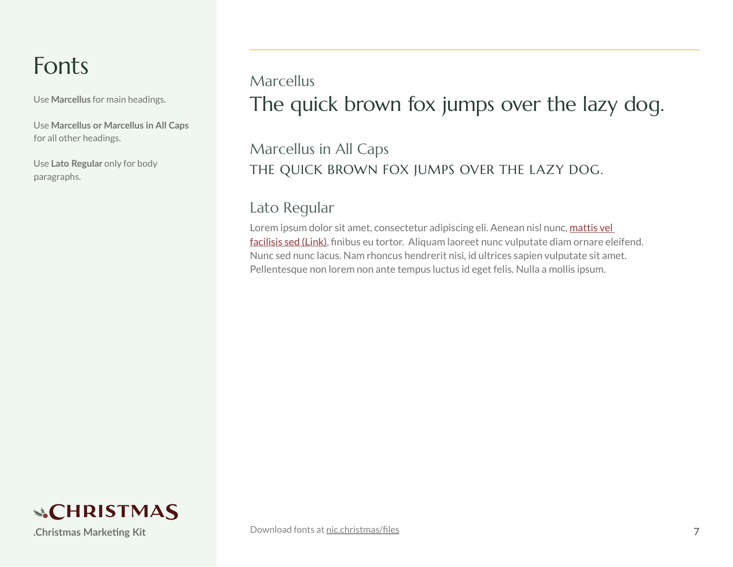# Fonts

Use **Marcellus** for main headings.

Use **Marcellus or Marcellus in All Caps** for all other headings.

Use **Lato Regular** only for body paragraphs.

CHRISTMAS

**.Christmas Marketing Kit**

## Marcellus

The quick brown fox jumps over the lazy dog.

## Marcellus in All Caps

THE QUICK BROWN FOX JUMPS OVER THE LAZY DOG.

## Lato Regular

Lorem ipsum dolor sit amet, consectetur adipiscing eli. Aenean nisl nunc, mattis vel facilisis sed (Link), finibus eu tortor. Aliquam laoreet nunc vulputate diam ornare eleifend. Nunc sed nunc lacus. Nam rhoncus hendrerit nisi, id ultrices sapien vulputate sit amet. Pellentesque non lorem non ante tempus luctus id eget felis. Nulla a mollis ipsum.

Download fonts at nic.christmas/files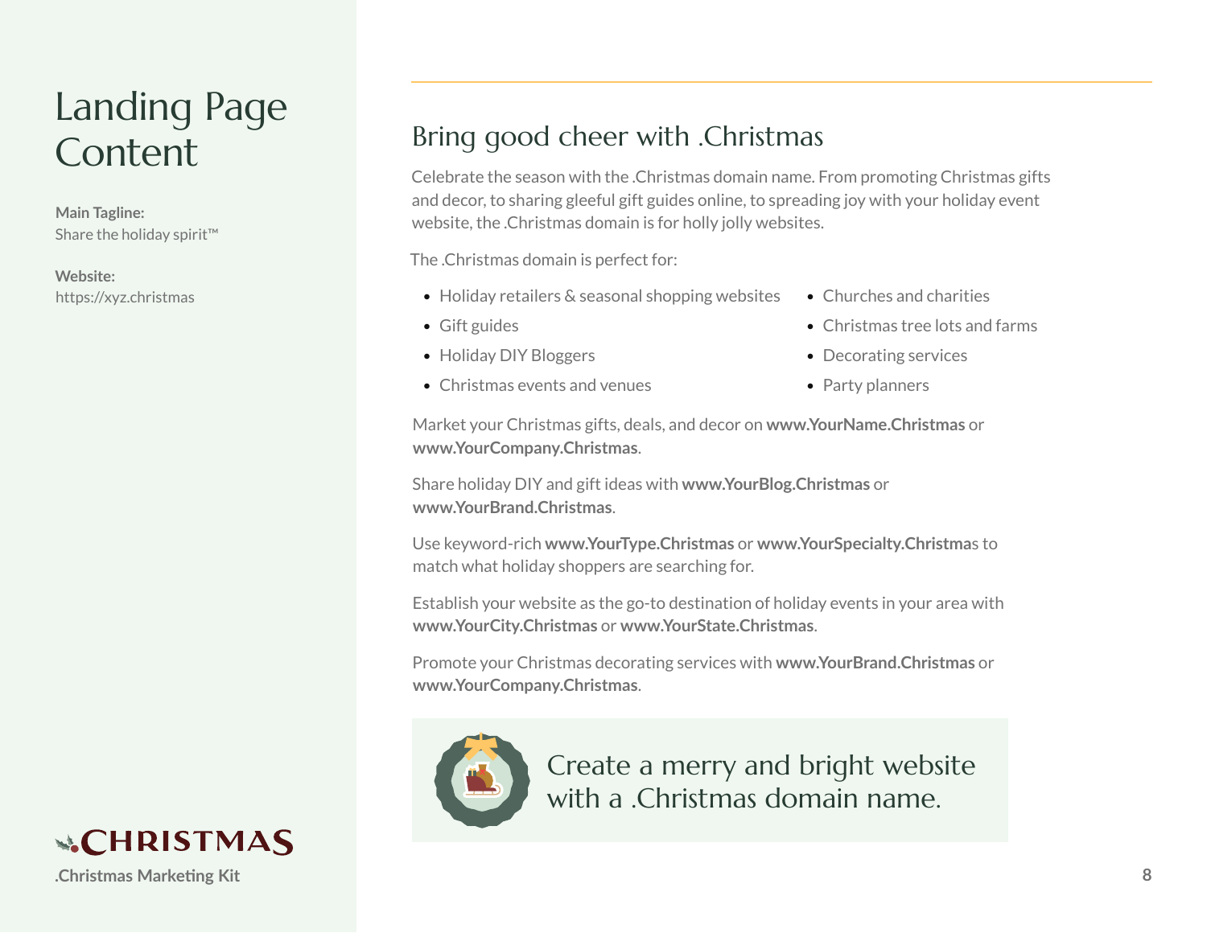# Landing Page Content

**Main Tagline:**
Share the holiday spirit™

**Website:**
https://xyz.christmas

## Bring good cheer with .Christmas

Celebrate the season with the .Christmas domain name. From promoting Christmas gifts and decor, to sharing gleeful gift guides online, to spreading joy with your holiday event website, the .Christmas domain is for holly jolly websites.

The .Christmas domain is perfect for:

- Holiday retailers & seasonal shopping websites
- Gift guides
- Holiday DIY Bloggers
- Christmas events and venues
- Churches and charities
- Christmas tree lots and farms
- Decorating services
- Party planners

Market your Christmas gifts, deals, and decor on **www.YourName.Christmas** or **www.YourCompany.Christmas**.

Share holiday DIY and gift ideas with **www.YourBlog.Christmas** or **www.YourBrand.Christmas**.

Use keyword-rich **www.YourType.Christmas** or **www.YourSpecialty.Christma**s to match what holiday shoppers are searching for.

Establish your website as the go-to destination of holiday events in your area with **www.YourCity.Christmas** or **www.YourState.Christmas**.

Promote your Christmas decorating services with **www.YourBrand.Christmas** or **www.YourCompany.Christmas**.

Create a merry and bright website with a .Christmas domain name.

.Christmas Marketing Kit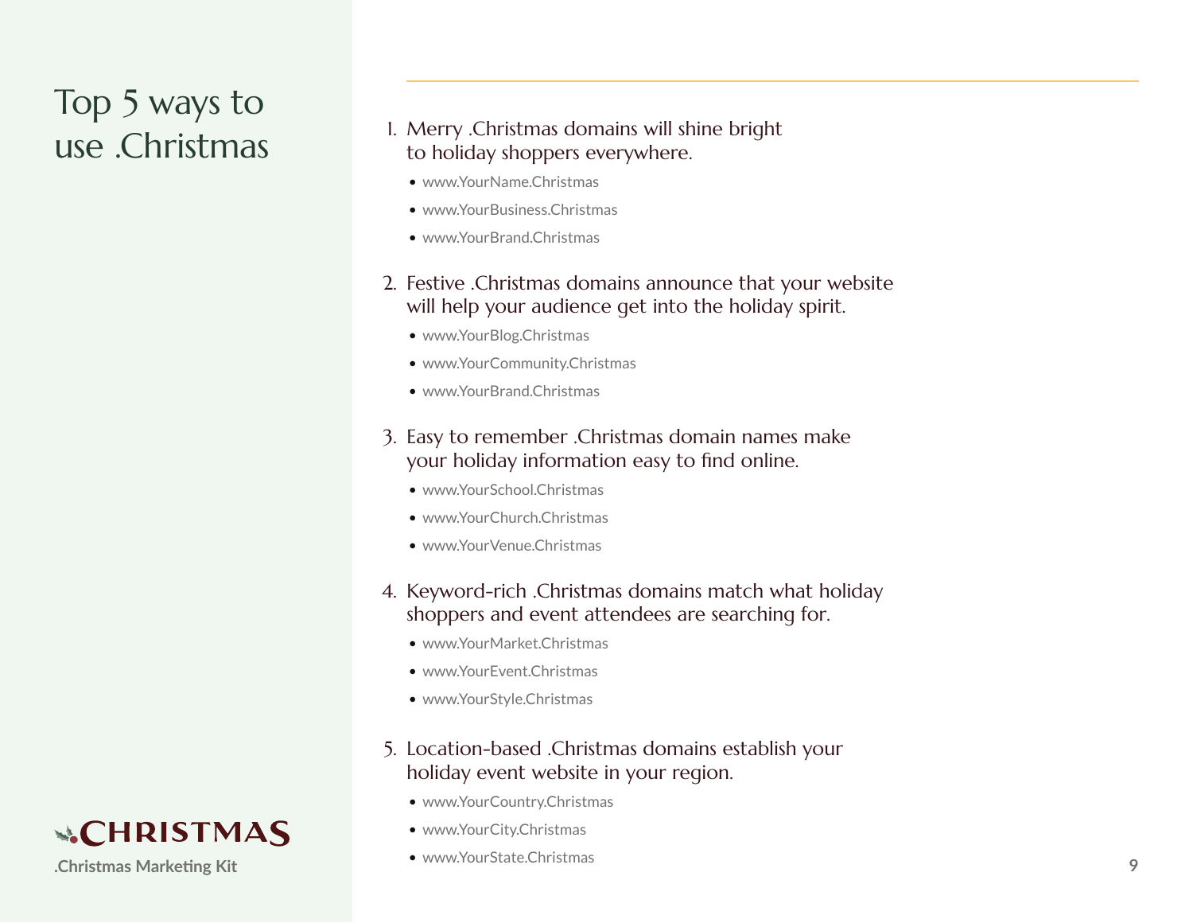# Top 5 ways to use .Christmas

1. Merry .Christmas domains will shine bright to holiday shoppers everywhere.
   - www.YourName.Christmas
   - www.YourBusiness.Christmas
   - www.YourBrand.Christmas

2. Festive .Christmas domains announce that your website will help your audience get into the holiday spirit.
   - www.YourBlog.Christmas
   - www.YourCommunity.Christmas
   - www.YourBrand.Christmas

3. Easy to remember .Christmas domain names make your holiday information easy to find online.
   - www.YourSchool.Christmas
   - www.YourChurch.Christmas
   - www.YourVenue.Christmas

4. Keyword-rich .Christmas domains match what holiday shoppers and event attendees are searching for.
   - www.YourMarket.Christmas
   - www.YourEvent.Christmas
   - www.YourStyle.Christmas

5. Location-based .Christmas domains establish your holiday event website in your region.
   - www.YourCountry.Christmas
   - www.YourCity.Christmas
   - www.YourState.Christmas

.CHRISTMAS

.Christmas Marketing Kit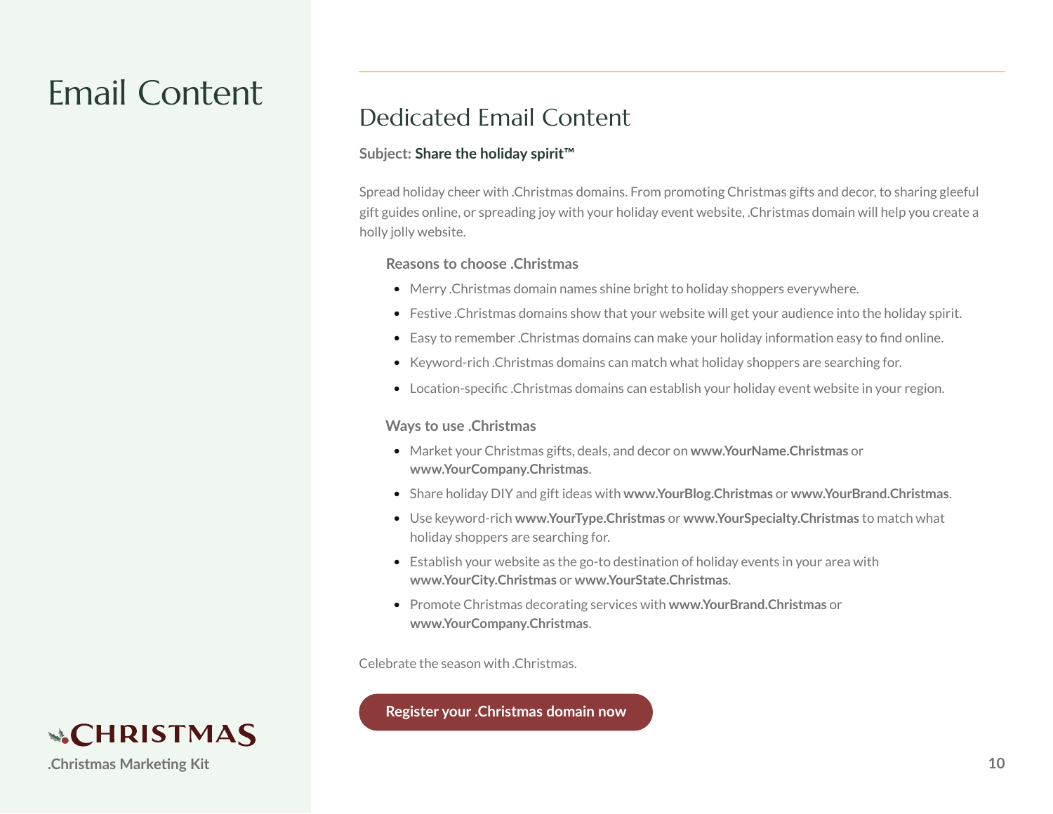# Email Content

## Dedicated Email Content

**Subject: Share the holiday spirit™**

Spread holiday cheer with .Christmas domains. From promoting Christmas gifts and decor, to sharing gleeful gift guides online, or spreading joy with your holiday event website, .Christmas domain will help you create a holly jolly website.

**Reasons to choose .Christmas**

- Merry .Christmas domain names shine bright to holiday shoppers everywhere.
- Festive .Christmas domains show that your website will get your audience into the holiday spirit.
- Easy to remember .Christmas domains can make your holiday information easy to find online.
- Keyword-rich .Christmas domains can match what holiday shoppers are searching for.
- Location-specific .Christmas domains can establish your holiday event website in your region.

**Ways to use .Christmas**

- Market your Christmas gifts, deals, and decor on **www.YourName.Christmas** or **www.YourCompany.Christmas**.
- Share holiday DIY and gift ideas with **www.YourBlog.Christmas** or **www.YourBrand.Christmas**.
- Use keyword-rich **www.YourType.Christmas** or **www.YourSpecialty.Christmas** to match what holiday shoppers are searching for.
- Establish your website as the go-to destination of holiday events in your area with **www.YourCity.Christmas** or **www.YourState.Christmas**.
- Promote Christmas decorating services with **www.YourBrand.Christmas** or **www.YourCompany.Christmas**.

Celebrate the season with .Christmas.

**Register your .Christmas domain now**

.CHRISTMAS

.Christmas Marketing Kit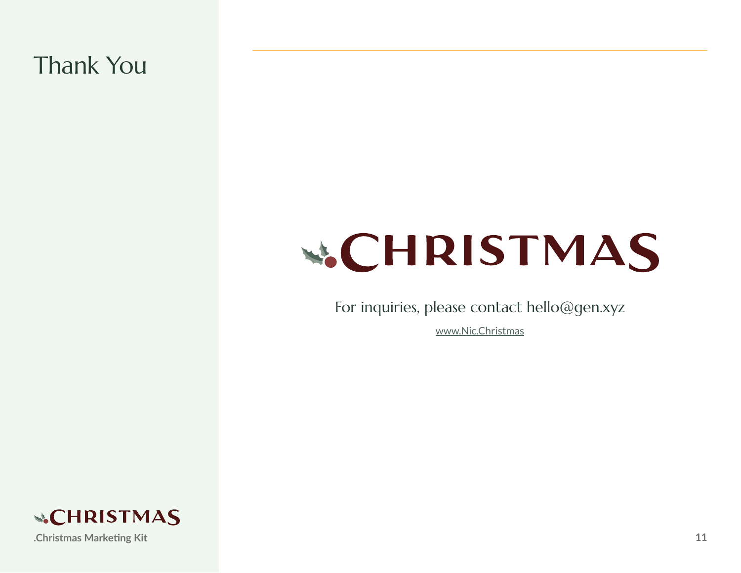# Thank You

CHRISTMAS

For inquiries, please contact hello@gen.xyz

www.Nic.Christmas